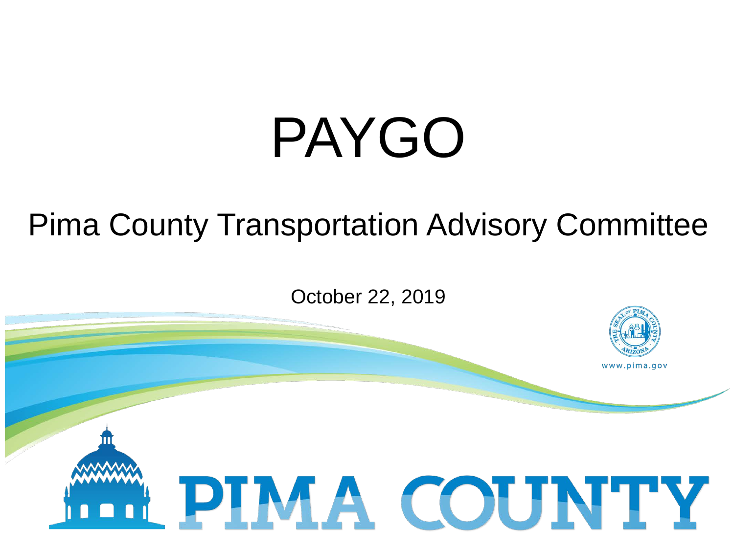# PAYGO

## Pima County Transportation Advisory Committee

October 22, 2019

www.pima.gov

PIMA COUNTY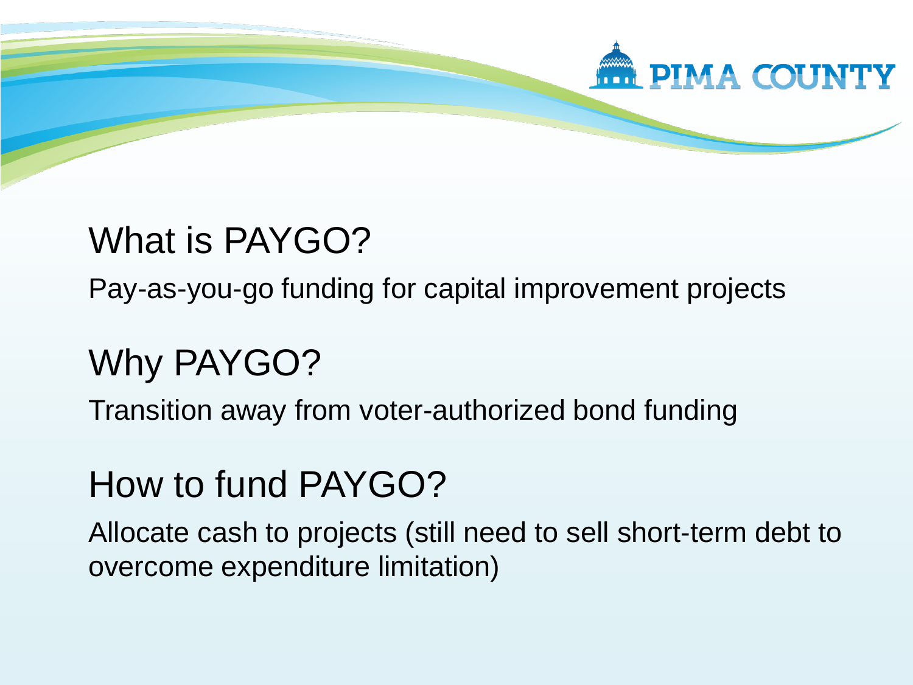## What is PAYGO?

Pay-as-you-go funding for capital improvement projects

## Why PAYGO?

Transition away from voter-authorized bond funding

## How to fund PAYGO?

Allocate cash to projects (still need to sell short-term debt to overcome expenditure limitation)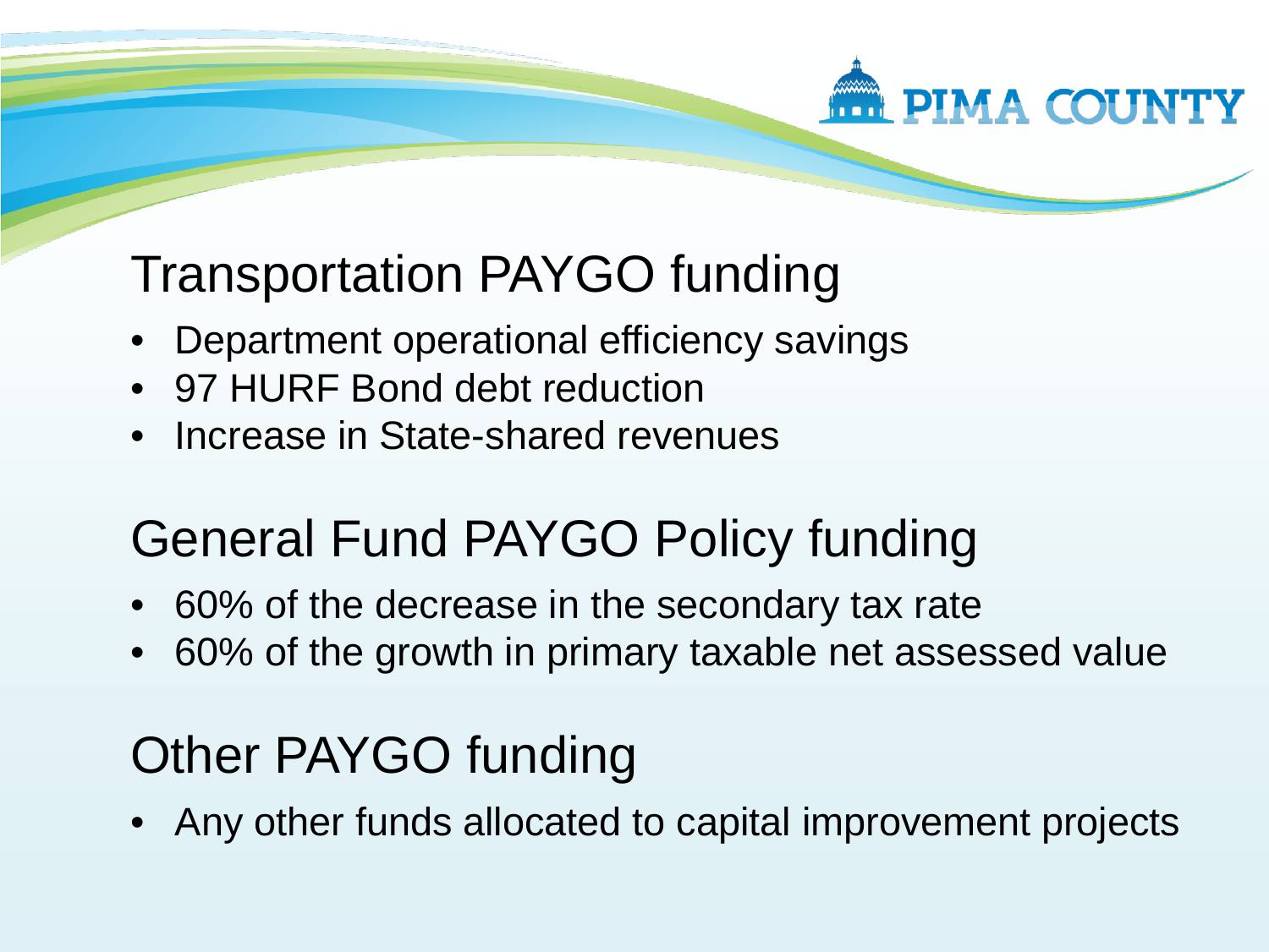## Transportation PAYGO funding

- Department operational efficiency savings
- 97 HURF Bond debt reduction
- Increase in State-shared revenues

## General Fund PAYGO Policy funding

- 60% of the decrease in the secondary tax rate
- 60% of the growth in primary taxable net assessed value

## Other PAYGO funding

- Any other funds allocated to capital improvement projects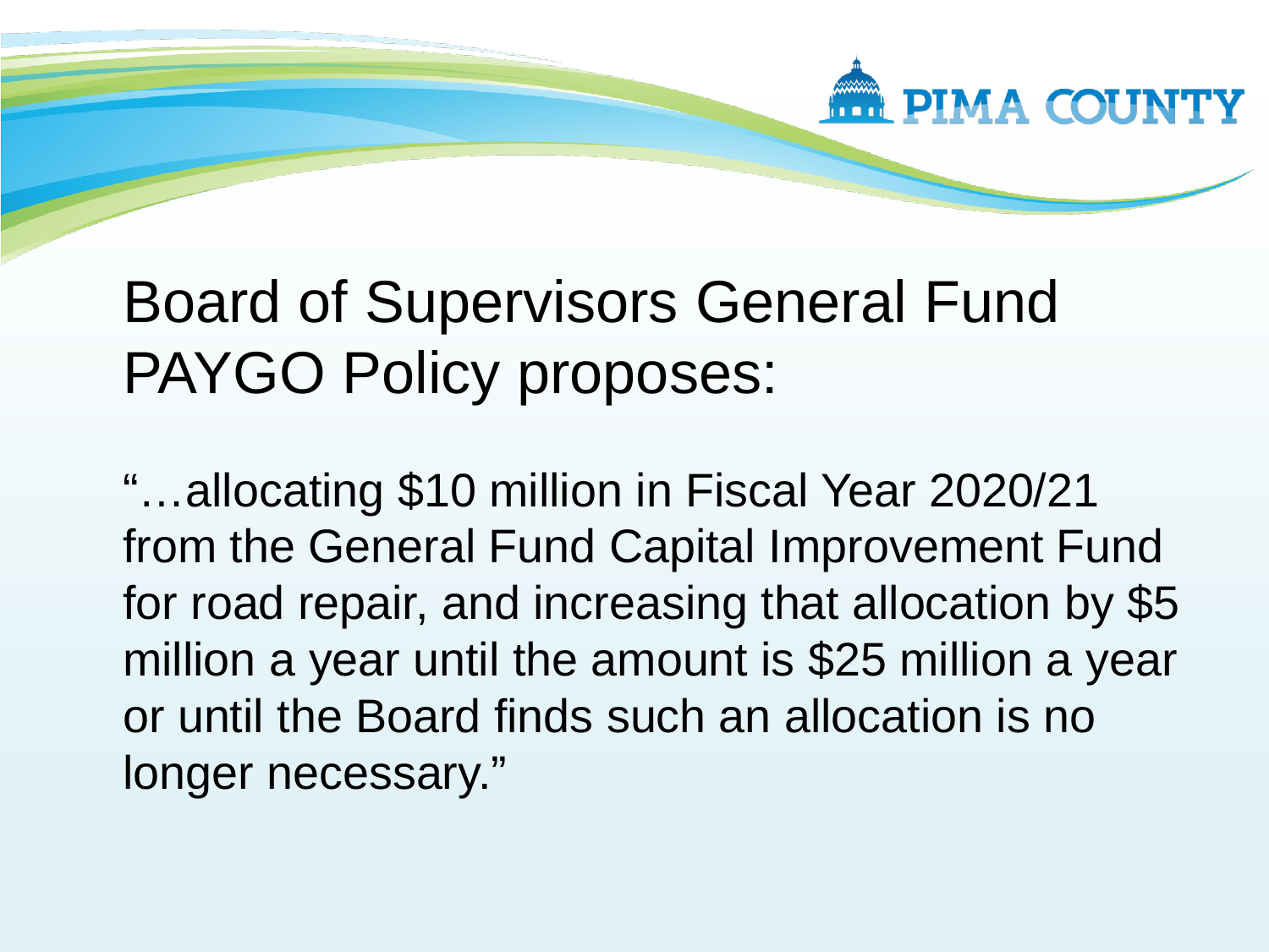# Board of Supervisors General Fund PAYGO Policy proposes:

"…allocating $10 million in Fiscal Year 2020/21 from the General Fund Capital Improvement Fund for road repair, and increasing that allocation by $5 million a year until the amount is $25 million a year or until the Board finds such an allocation is no longer necessary."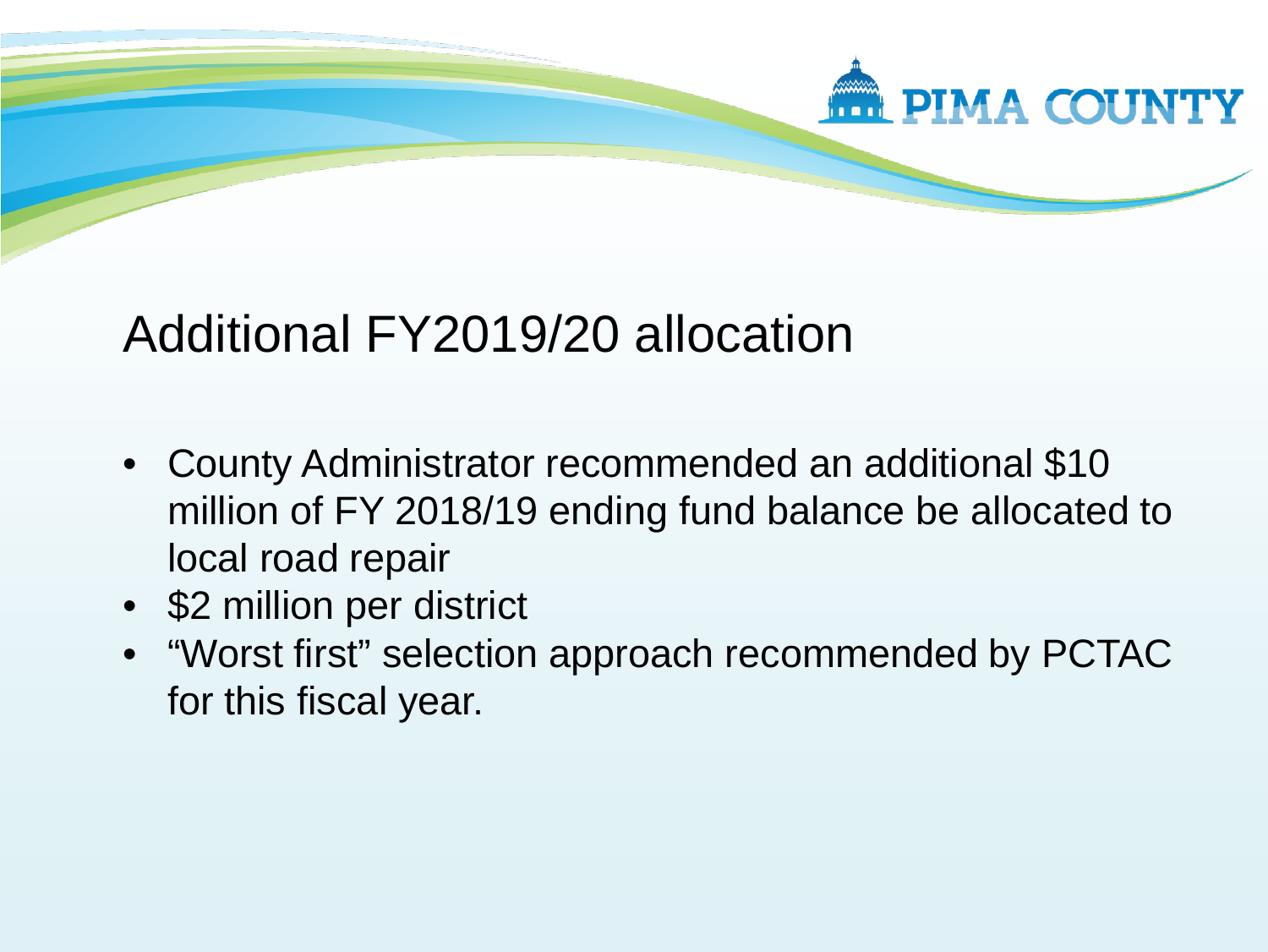## Additional FY2019/20 allocation

- County Administrator recommended an additional $10 million of FY 2018/19 ending fund balance be allocated to local road repair
- $2 million per district
- "Worst first" selection approach recommended by PCTAC for this fiscal year.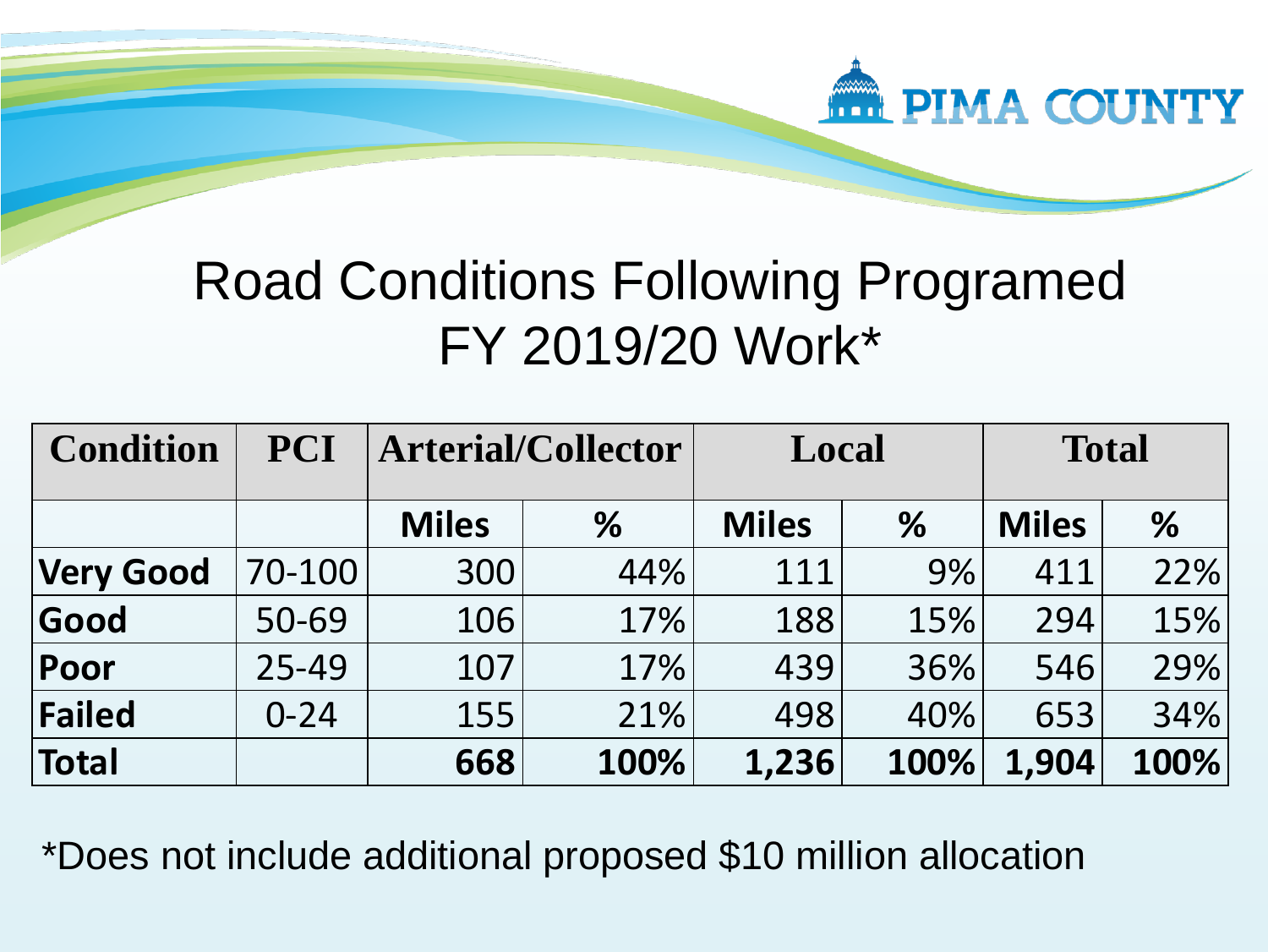# Road Conditions Following Programed FY 2019/20 Work*

| Condition | PCI | Arterial/Collector | | Local | | Total | |
|---|---|---|---|---|---|---|---|
| | | Miles | % | Miles | % | Miles | % |
| **Very Good** | 70-100 | 300 | 44% | 111 | 9% | 411 | 22% |
| **Good** | 50-69 | 106 | 17% | 188 | 15% | 294 | 15% |
| **Poor** | 25-49 | 107 | 17% | 439 | 36% | 546 | 29% |
| **Failed** | 0-24 | 155 | 21% | 498 | 40% | 653 | 34% |
| **Total** | | **668** | **100%** | **1,236** | **100%** | **1,904** | **100%** |

*Does not include additional proposed $10 million allocation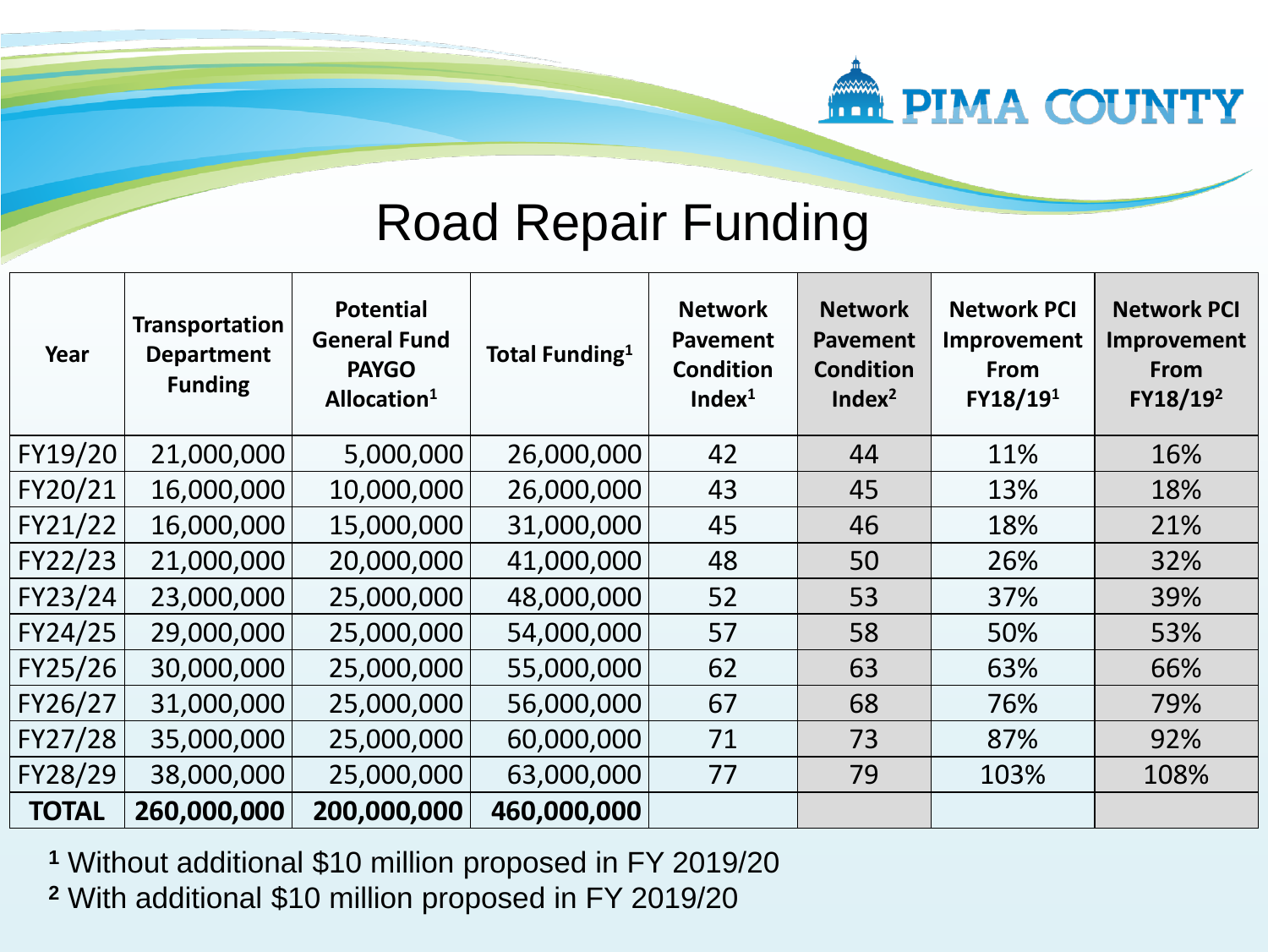# Road Repair Funding

| Year | Transportation Department Funding | Potential General Fund PAYGO Allocation[1] | Total Funding[1] | Network Pavement Condition Index[1] | Network Pavement Condition Index[2] | Network PCI Improvement From FY18/19[1] | Network PCI Improvement From FY18/19[2] |
|---|---|---|---|---|---|---|---|
| FY19/20 | 21,000,000 | 5,000,000 | 26,000,000 | 42 | 44 | 11% | 16% |
| FY20/21 | 16,000,000 | 10,000,000 | 26,000,000 | 43 | 45 | 13% | 18% |
| FY21/22 | 16,000,000 | 15,000,000 | 31,000,000 | 45 | 46 | 18% | 21% |
| FY22/23 | 21,000,000 | 20,000,000 | 41,000,000 | 48 | 50 | 26% | 32% |
| FY23/24 | 23,000,000 | 25,000,000 | 48,000,000 | 52 | 53 | 37% | 39% |
| FY24/25 | 29,000,000 | 25,000,000 | 54,000,000 | 57 | 58 | 50% | 53% |
| FY25/26 | 30,000,000 | 25,000,000 | 55,000,000 | 62 | 63 | 63% | 66% |
| FY26/27 | 31,000,000 | 25,000,000 | 56,000,000 | 67 | 68 | 76% | 79% |
| FY27/28 | 35,000,000 | 25,000,000 | 60,000,000 | 71 | 73 | 87% | 92% |
| FY28/29 | 38,000,000 | 25,000,000 | 63,000,000 | 77 | 79 | 103% | 108% |
| **TOTAL** | **260,000,000** | **200,000,000** | **460,000,000** | | | | |

[1] Without additional $10 million proposed in FY 2019/20

[2] With additional $10 million proposed in FY 2019/20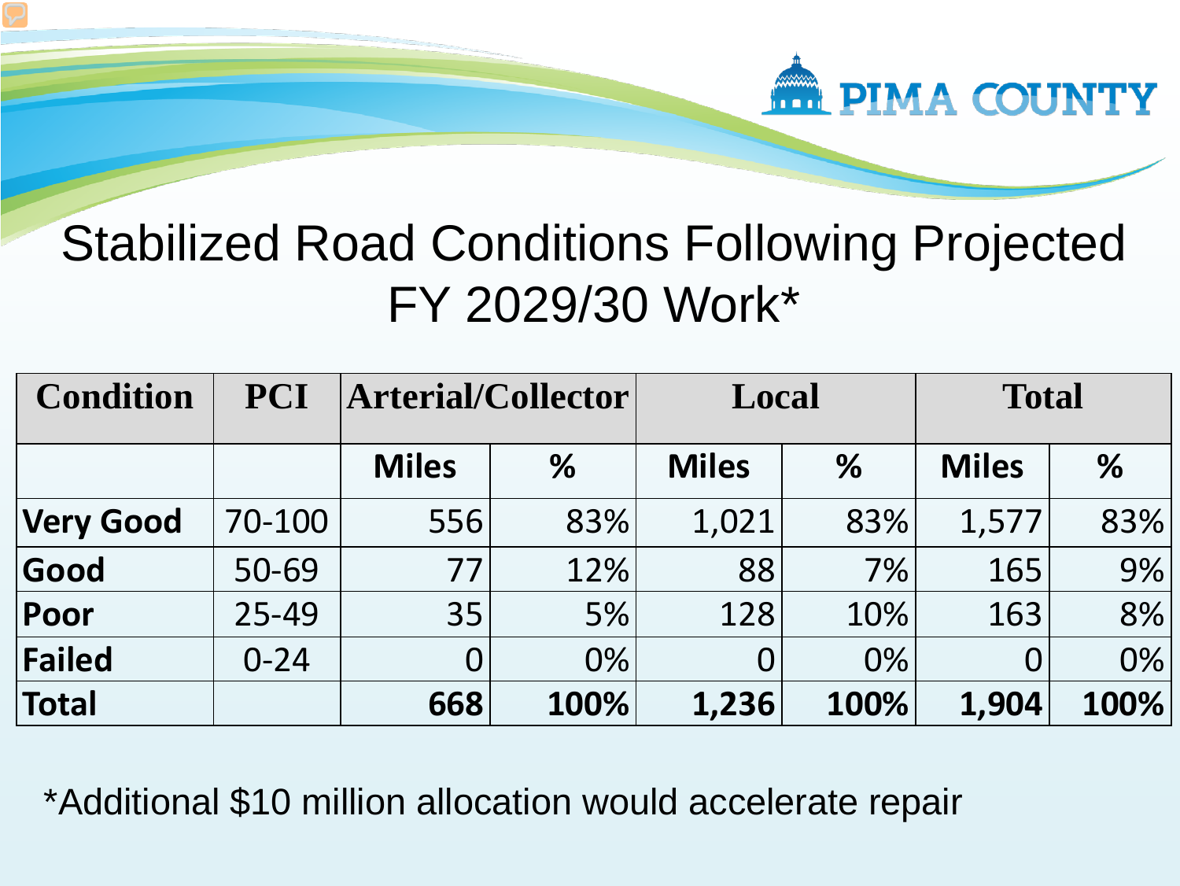# Stabilized Road Conditions Following Projected FY 2029/30 Work*

| Condition | PCI | Arterial/Collector | | Local | | Total | |
|---|---|---|---|---|---|---|---|
| | | Miles | % | Miles | % | Miles | % |
| **Very Good** | 70-100 | 556 | 83% | 1,021 | 83% | 1,577 | 83% |
| **Good** | 50-69 | 77 | 12% | 88 | 7% | 165 | 9% |
| **Poor** | 25-49 | 35 | 5% | 128 | 10% | 163 | 8% |
| **Failed** | 0-24 | 0 | 0% | 0 | 0% | 0 | 0% |
| **Total** | | **668** | **100%** | **1,236** | **100%** | **1,904** | **100%** |

*Additional $10 million allocation would accelerate repair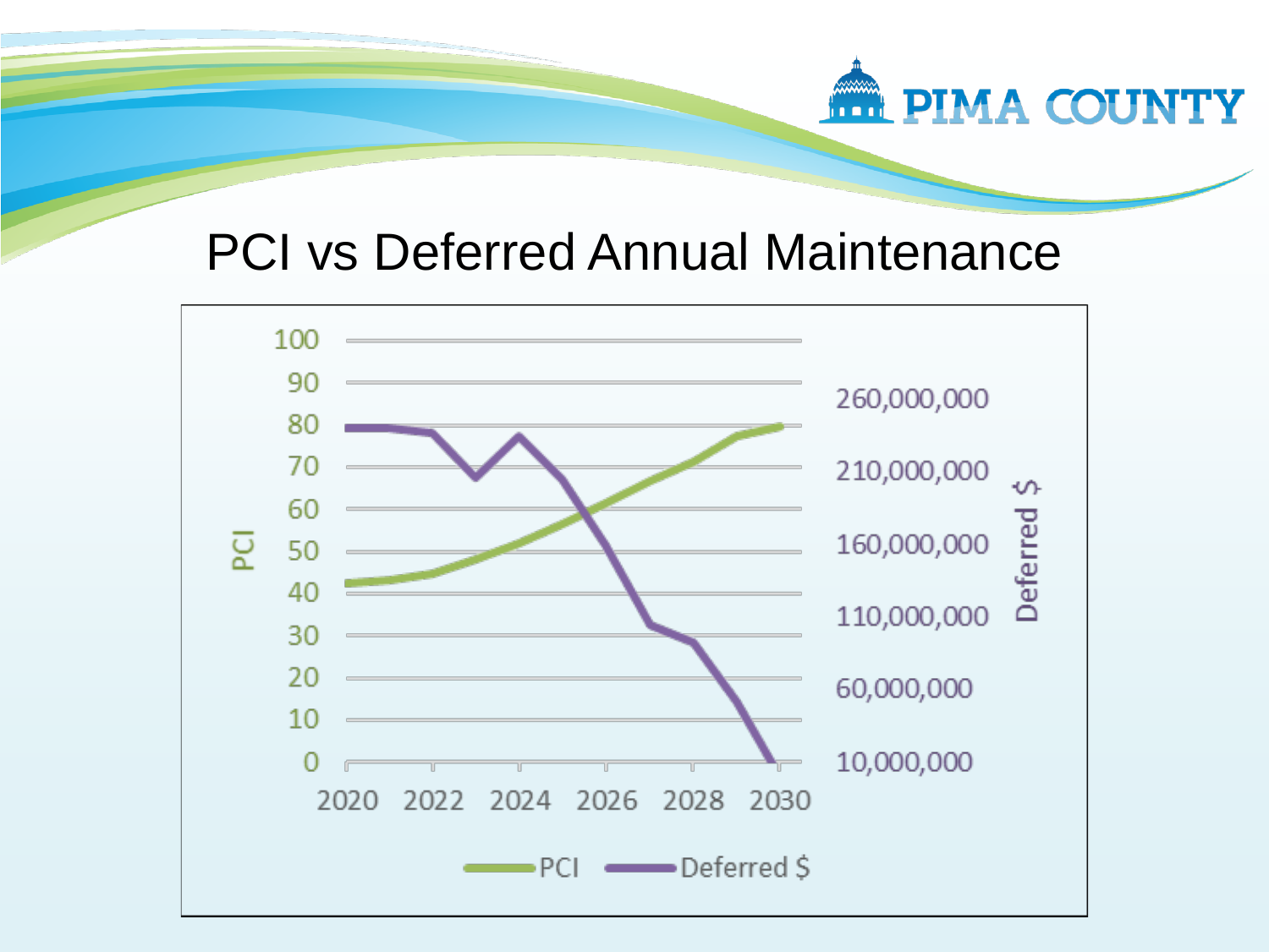PIMA COUNTY

# PCI vs Deferred Annual Maintenance

PCI

100
90
80
70
60
50
40
30
20
10
0

2020 2022 2024 2026 2028 2030

Deferred $

260,000,000
210,000,000
160,000,000
110,000,000
60,000,000
10,000,000

PCI Deferred $